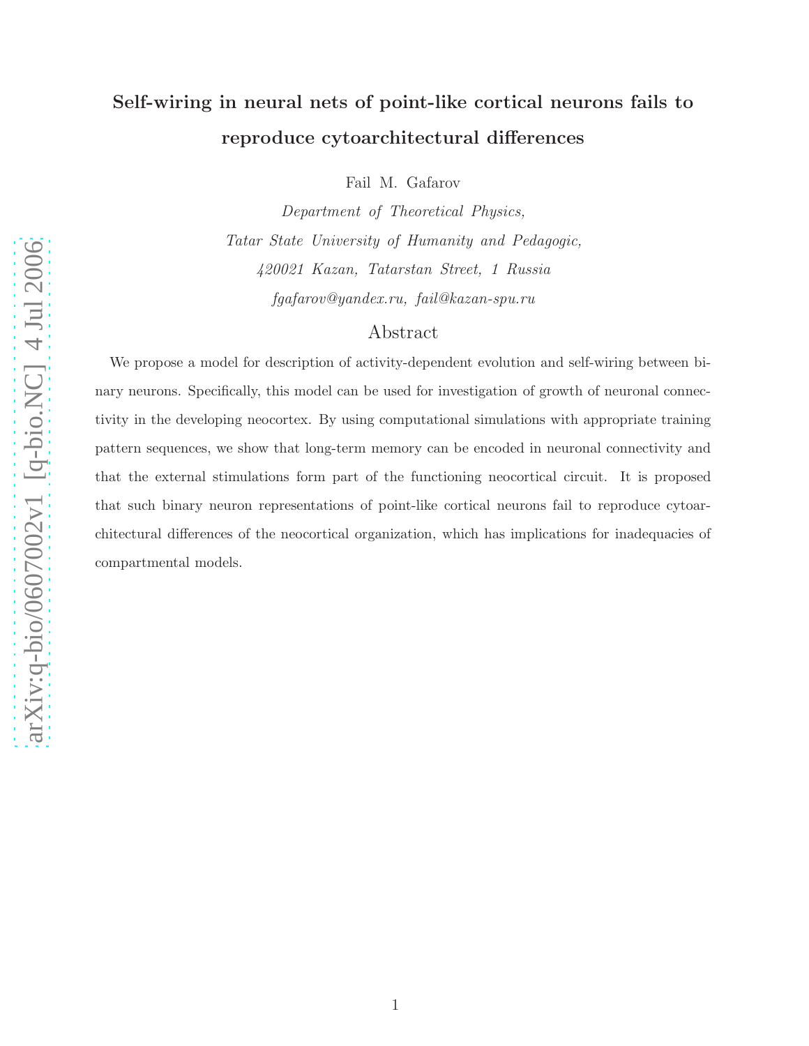# Self-wiring in neural nets of point-like cortical neurons fails to reproduce cytoarchitectural differences

Fail M. Gafarov

*Department of Theoretical Physics,*

*Tatar State University of Humanity and Pedagogic,*

*420021 Kazan, Tatarstan Street, 1 Russia*

*fgafarov@yandex.ru, fail@kazan-spu.ru*

## Abstract

We propose a model for description of activity-dependent evolution and self-wiring between binary neurons. Specifically, this model can be used for investigation of growth of neuronal connectivity in the developing neocortex. By using computational simulations with appropriate training pattern sequences, we show that long-term memory can be encoded in neuronal connectivity and that the external stimulations form part of the functioning neocortical circuit. It is proposed that such binary neuron representations of point-like cortical neurons fail to reproduce cytoarchitectural differences of the neocortical organization, which has implications for inadequacies of compartmental models.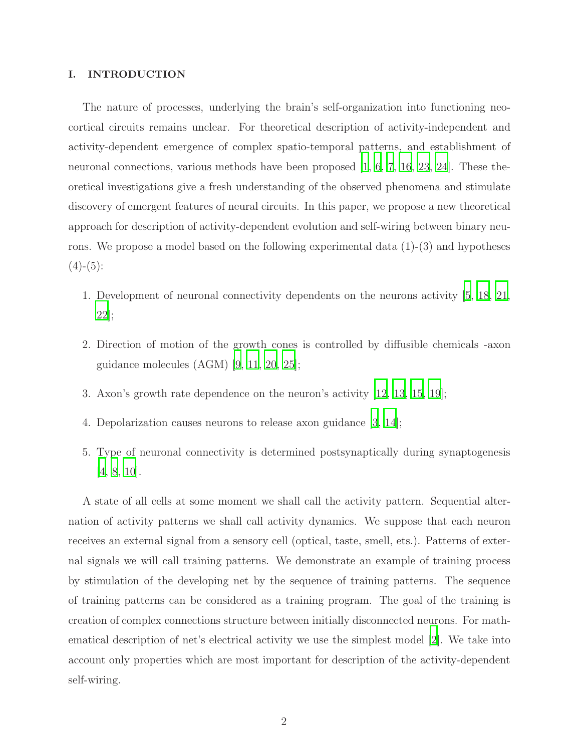## I. INTRODUCTION

The nature of processes, underlying the brain's self-organization into functioning neocortical circuits remains unclear. For theoretical description of activity-independent and activity-dependent emergence of complex spatio-temporal patterns, and establishment of neuronal connections, various methods have been proposed [1, 6, 7, 16, 23, 24]. These theoretical investigations give a fresh understanding of the observed phenomena and stimulate discovery of emergent features of neural circuits. In this paper, we propose a new theoretical approach for description of activity-dependent evolution and self-wiring between binary neurons. We propose a model based on the following experimental data (1)-(3) and hypotheses (4)-(5):

1. Development of neuronal connectivity dependents on the neurons activity [5, 18, 21, 22];
2. Direction of motion of the growth cones is controlled by diffusible chemicals -axon guidance molecules (AGM) [9, 11, 20, 25];
3. Axon's growth rate dependence on the neuron's activity [12, 13, 15, 19];
4. Depolarization causes neurons to release axon guidance [3, 14];
5. Type of neuronal connectivity is determined postsynaptically during synaptogenesis [4, 8, 10].

A state of all cells at some moment we shall call the activity pattern. Sequential alternation of activity patterns we shall call activity dynamics. We suppose that each neuron receives an external signal from a sensory cell (optical, taste, smell, ets.). Patterns of external signals we will call training patterns. We demonstrate an example of training process by stimulation of the developing net by the sequence of training patterns. The sequence of training patterns can be considered as a training program. The goal of the training is creation of complex connections structure between initially disconnected neurons. For mathematical description of net's electrical activity we use the simplest model [2]. We take into account only properties which are most important for description of the activity-dependent self-wiring.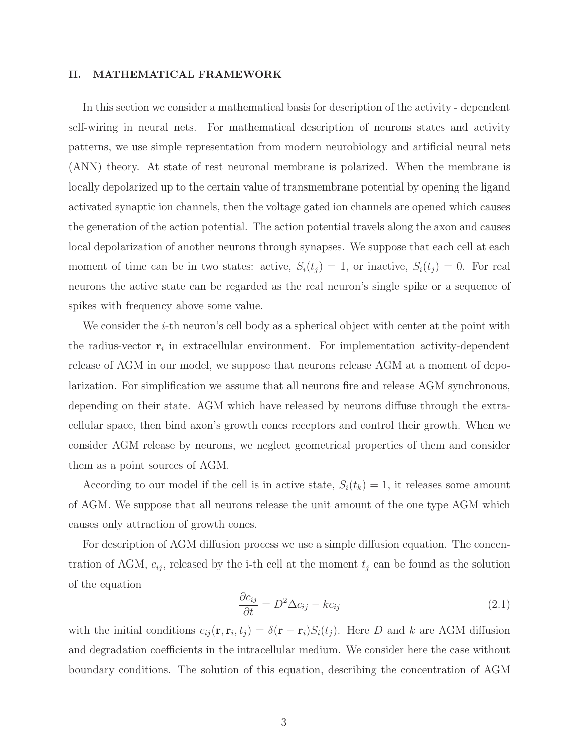## II. MATHEMATICAL FRAMEWORK

In this section we consider a mathematical basis for description of the activity - dependent self-wiring in neural nets. For mathematical description of neurons states and activity patterns, we use simple representation from modern neurobiology and artificial neural nets (ANN) theory. At state of rest neuronal membrane is polarized. When the membrane is locally depolarized up to the certain value of transmembrane potential by opening the ligand activated synaptic ion channels, then the voltage gated ion channels are opened which causes the generation of the action potential. The action potential travels along the axon and causes local depolarization of another neurons through synapses. We suppose that each cell at each moment of time can be in two states: active, $S_i(t_j) = 1$, or inactive, $S_i(t_j) = 0$. For real neurons the active state can be regarded as the real neuron's single spike or a sequence of spikes with frequency above some value.

We consider the $i$-th neuron's cell body as a spherical object with center at the point with the radius-vector $\mathbf{r}_i$ in extracellular environment. For implementation activity-dependent release of AGM in our model, we suppose that neurons release AGM at a moment of depolarization. For simplification we assume that all neurons fire and release AGM synchronous, depending on their state. AGM which have released by neurons diffuse through the extracellular space, then bind axon's growth cones receptors and control their growth. When we consider AGM release by neurons, we neglect geometrical properties of them and consider them as a point sources of AGM.

According to our model if the cell is in active state, $S_i(t_k) = 1$, it releases some amount of AGM. We suppose that all neurons release the unit amount of the one type AGM which causes only attraction of growth cones.

For description of AGM diffusion process we use a simple diffusion equation. The concentration of AGM, $c_{ij}$, released by the i-th cell at the moment $t_j$ can be found as the solution of the equation

$$\frac{\partial c_{ij}}{\partial t} = D^2 \Delta c_{ij} - k c_{ij} \tag{2.1}$$

with the initial conditions $c_{ij}(\mathbf{r}, \mathbf{r}_i, t_j) = \delta(\mathbf{r} - \mathbf{r}_i) S_i(t_j)$. Here $D$ and $k$ are AGM diffusion and degradation coefficients in the intracellular medium. We consider here the case without boundary conditions. The solution of this equation, describing the concentration of AGM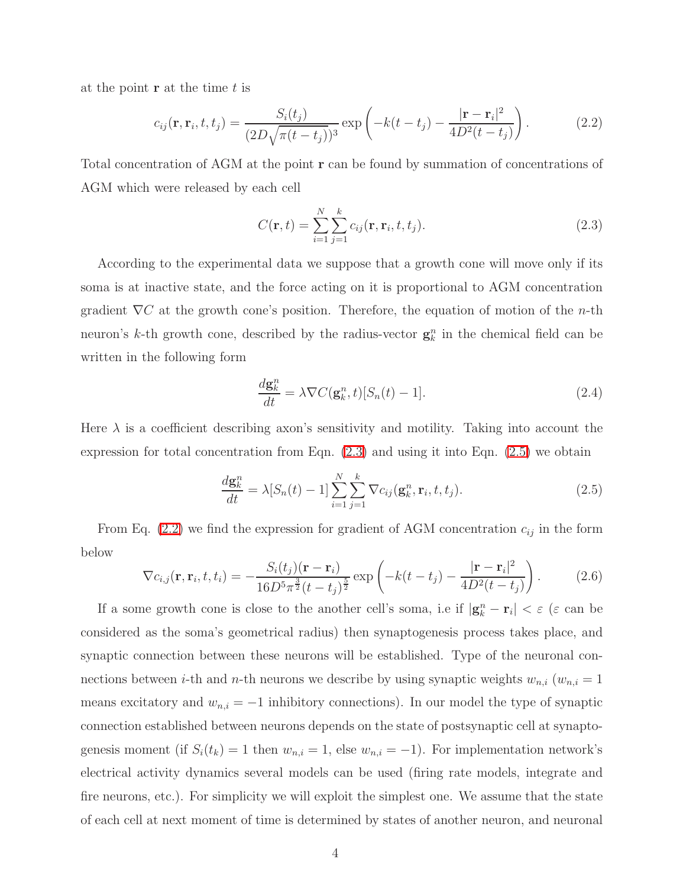at the point $\mathbf{r}$ at the time $t$ is

$$c_{ij}(\mathbf{r}, \mathbf{r}_i, t, t_j) = \frac{S_i(t_j)}{(2D\sqrt{\pi(t - t_j)})^3} \exp\left(-k(t - t_j) - \frac{|\mathbf{r} - \mathbf{r}_i|^2}{4D^2(t - t_j)}\right). \tag{2.2}$$

Total concentration of AGM at the point $\mathbf{r}$ can be found by summation of concentrations of AGM which were released by each cell

$$C(\mathbf{r}, t) = \sum_{i=1}^{N} \sum_{j=1}^{k} c_{ij}(\mathbf{r}, \mathbf{r}_i, t, t_j). \tag{2.3}$$

According to the experimental data we suppose that a growth cone will move only if its soma is at inactive state, and the force acting on it is proportional to AGM concentration gradient $\nabla C$ at the growth cone's position. Therefore, the equation of motion of the $n$-th neuron's $k$-th growth cone, described by the radius-vector $\mathbf{g}_k^n$ in the chemical field can be written in the following form

$$\frac{d\mathbf{g}_k^n}{dt} = \lambda \nabla C(\mathbf{g}_k^n, t)[S_n(t) - 1]. \tag{2.4}$$

Here $\lambda$ is a coefficient describing axon's sensitivity and motility. Taking into account the expression for total concentration from Eqn. (2.3) and using it into Eqn. (2.5) we obtain

$$\frac{d\mathbf{g}_k^n}{dt} = \lambda[S_n(t) - 1] \sum_{i=1}^{N} \sum_{j=1}^{k} \nabla c_{ij}(\mathbf{g}_k^n, \mathbf{r}_i, t, t_j). \tag{2.5}$$

From Eq. (2.2) we find the expression for gradient of AGM concentration $c_{ij}$ in the form below

$$\nabla c_{i,j}(\mathbf{r}, \mathbf{r}_i, t, t_i) = -\frac{S_i(t_j)(\mathbf{r} - \mathbf{r}_i)}{16D^5\pi^{\frac{3}{2}}(t - t_j)^{\frac{5}{2}}} \exp\left(-k(t - t_j) - \frac{|\mathbf{r} - \mathbf{r}_i|^2}{4D^2(t - t_j)}\right). \tag{2.6}$$

If a some growth cone is close to the another cell's soma, i.e if $|\mathbf{g}_k^n - \mathbf{r}_i| < \varepsilon$ ($\varepsilon$ can be considered as the soma's geometrical radius) then synaptogenesis process takes place, and synaptic connection between these neurons will be established. Type of the neuronal connections between $i$-th and $n$-th neurons we describe by using synaptic weights $w_{n,i}$ ($w_{n,i} = 1$ means excitatory and $w_{n,i} = -1$ inhibitory connections). In our model the type of synaptic connection established between neurons depends on the state of postsynaptic cell at synaptogenesis moment (if $S_i(t_k) = 1$ then $w_{n,i} = 1$, else $w_{n,i} = -1$). For implementation network's electrical activity dynamics several models can be used (firing rate models, integrate and fire neurons, etc.). For simplicity we will exploit the simplest one. We assume that the state of each cell at next moment of time is determined by states of another neuron, and neuronal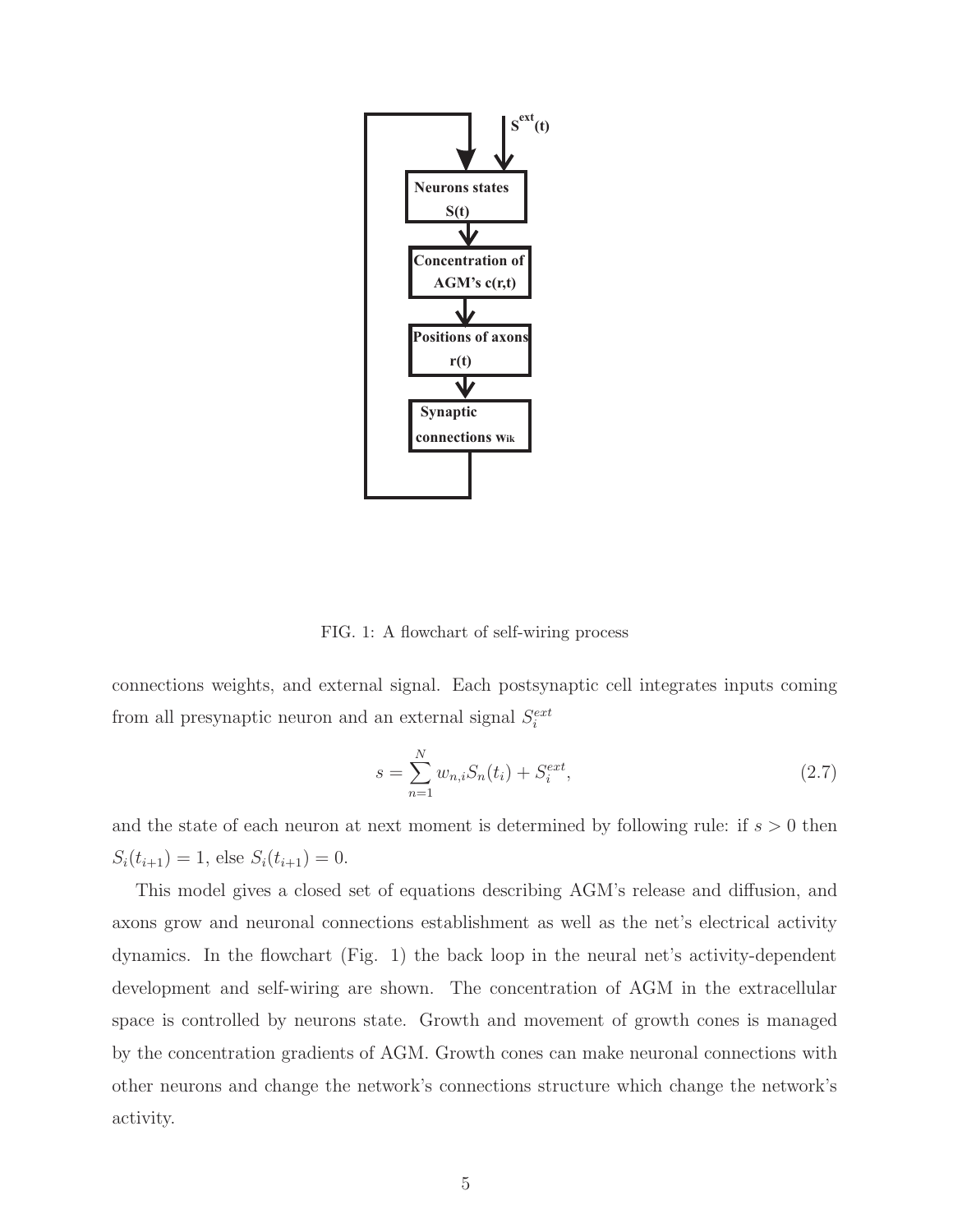FIG. 1: A flowchart of self-wiring process

connections weights, and external signal. Each postsynaptic cell integrates inputs coming from all presynaptic neuron and an external signal $S_i^{ext}$

$$s = \sum_{n=1}^{N} w_{n,i} S_n(t_i) + S_i^{ext}, \tag{2.7}$$

and the state of each neuron at next moment is determined by following rule: if $s > 0$ then $S_i(t_{i+1}) = 1$, else $S_i(t_{i+1}) = 0$.

This model gives a closed set of equations describing AGM's release and diffusion, and axons grow and neuronal connections establishment as well as the net's electrical activity dynamics. In the flowchart (Fig. 1) the back loop in the neural net's activity-dependent development and self-wiring are shown. The concentration of AGM in the extracellular space is controlled by neurons state. Growth and movement of growth cones is managed by the concentration gradients of AGM. Growth cones can make neuronal connections with other neurons and change the network's connections structure which change the network's activity.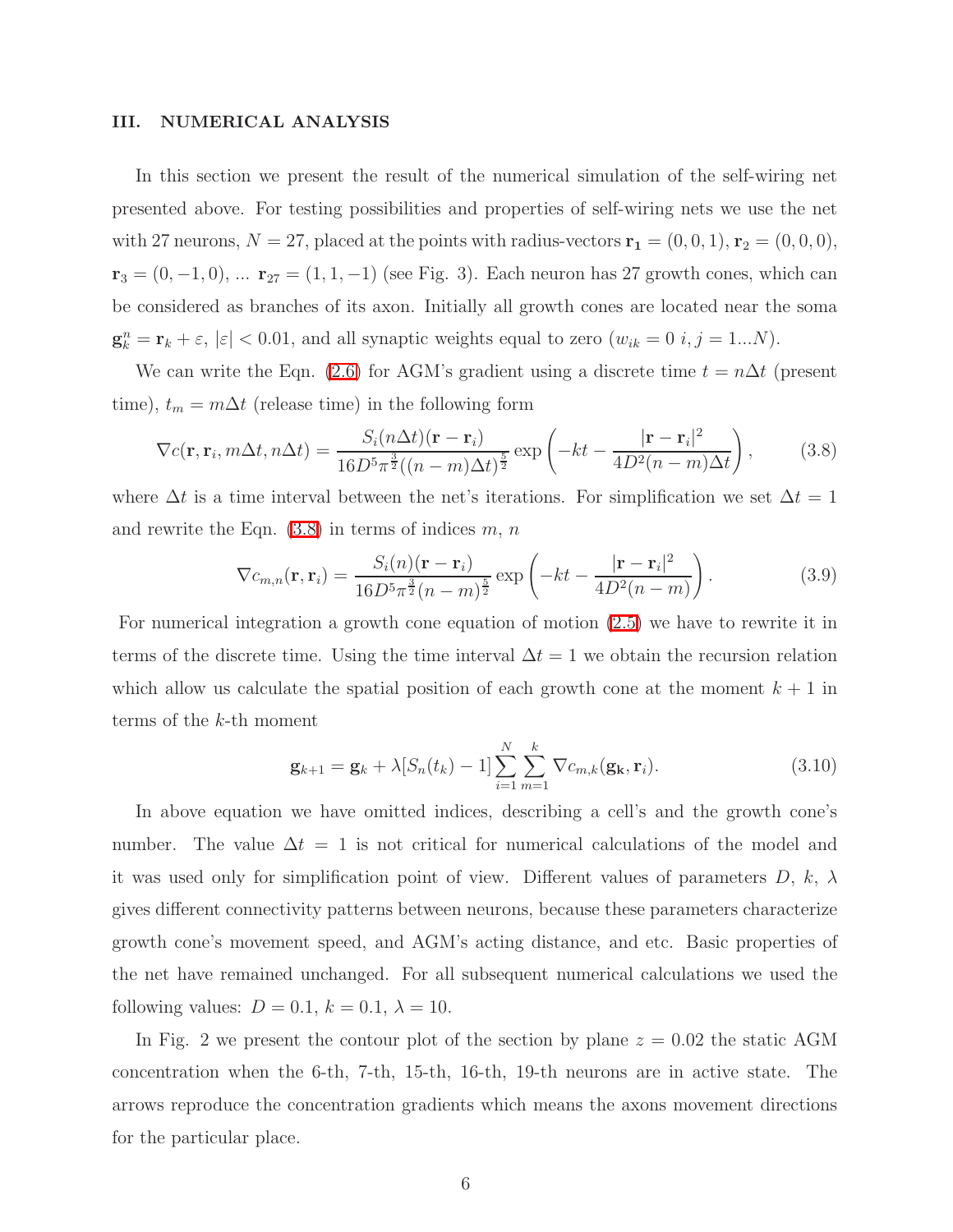## III. NUMERICAL ANALYSIS

In this section we present the result of the numerical simulation of the self-wiring net presented above. For testing possibilities and properties of self-wiring nets we use the net with 27 neurons, $N = 27$, placed at the points with radius-vectors $\mathbf{r_1} = (0, 0, 1)$, $\mathbf{r}_2 = (0, 0, 0)$, $\mathbf{r}_3 = (0, -1, 0)$, ... $\mathbf{r}_{27} = (1, 1, -1)$ (see Fig. 3). Each neuron has 27 growth cones, which can be considered as branches of its axon. Initially all growth cones are located near the soma $\mathbf{g}_k^n = \mathbf{r}_k + \varepsilon$, $|\varepsilon| < 0.01$, and all synaptic weights equal to zero ($w_{ik} = 0$ $i, j = 1...N$).

We can write the Eqn. (2.6) for AGM's gradient using a discrete time $t = n\Delta t$ (present time), $t_m = m\Delta t$ (release time) in the following form

$$\nabla c(\mathbf{r}, \mathbf{r}_i, m\Delta t, n\Delta t) = \frac{S_i(n\Delta t)(\mathbf{r} - \mathbf{r}_i)}{16 D^5 \pi^{\frac{3}{2}} ((n-m)\Delta t)^{\frac{5}{2}}} \exp\left(-kt - \frac{|\mathbf{r} - \mathbf{r}_i|^2}{4D^2 (n-m)\Delta t}\right), \tag{3.8}$$

where $\Delta t$ is a time interval between the net's iterations. For simplification we set $\Delta t = 1$ and rewrite the Eqn. (3.8) in terms of indices $m$, $n$

$$\nabla c_{m,n}(\mathbf{r}, \mathbf{r}_i) = \frac{S_i(n)(\mathbf{r} - \mathbf{r}_i)}{16 D^5 \pi^{\frac{3}{2}} (n-m)^{\frac{5}{2}}} \exp\left(-kt - \frac{|\mathbf{r} - \mathbf{r}_i|^2}{4D^2 (n-m)}\right). \tag{3.9}$$

For numerical integration a growth cone equation of motion (2.5) we have to rewrite it in terms of the discrete time. Using the time interval $\Delta t = 1$ we obtain the recursion relation which allow us calculate the spatial position of each growth cone at the moment $k + 1$ in terms of the $k$-th moment

$$\mathbf{g}_{k+1} = \mathbf{g}_k + \lambda [S_n(t_k) - 1] \sum_{i=1}^{N} \sum_{m=1}^{k} \nabla c_{m,k}(\mathbf{g_k}, \mathbf{r}_i). \tag{3.10}$$

In above equation we have omitted indices, describing a cell's and the growth cone's number. The value $\Delta t = 1$ is not critical for numerical calculations of the model and it was used only for simplification point of view. Different values of parameters $D$, $k$, $\lambda$ gives different connectivity patterns between neurons, because these parameters characterize growth cone's movement speed, and AGM's acting distance, and etc. Basic properties of the net have remained unchanged. For all subsequent numerical calculations we used the following values: $D = 0.1$, $k = 0.1$, $\lambda = 10$.

In Fig. 2 we present the contour plot of the section by plane $z = 0.02$ the static AGM concentration when the 6-th, 7-th, 15-th, 16-th, 19-th neurons are in active state. The arrows reproduce the concentration gradients which means the axons movement directions for the particular place.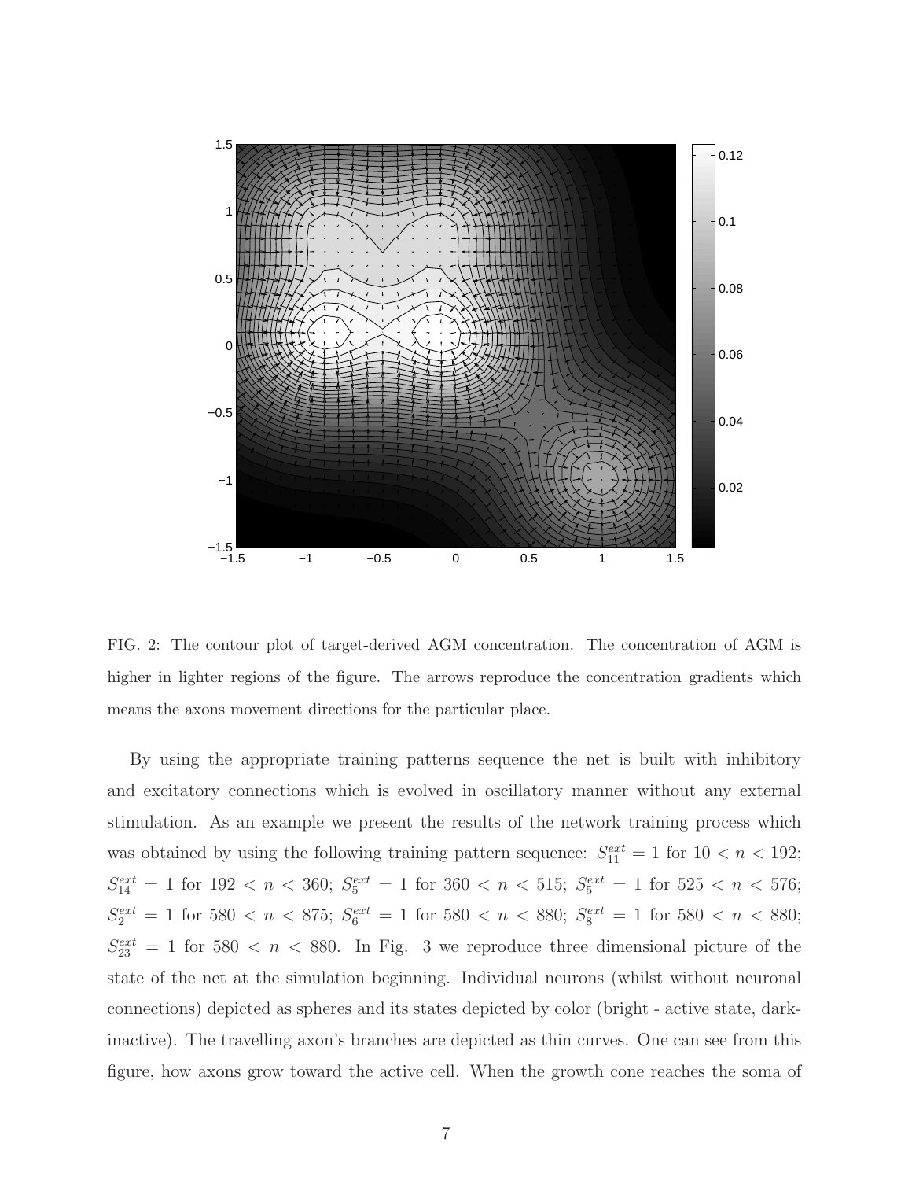FIG. 2: The contour plot of target-derived AGM concentration. The concentration of AGM is higher in lighter regions of the figure. The arrows reproduce the concentration gradients which means the axons movement directions for the particular place.

By using the appropriate training patterns sequence the net is built with inhibitory and excitatory connections which is evolved in oscillatory manner without any external stimulation. As an example we present the results of the network training process which was obtained by using the following training pattern sequence: $S_{11}^{ext} = 1$ for $10 < n < 192$; $S_{14}^{ext} = 1$ for $192 < n < 360$; $S_{5}^{ext} = 1$ for $360 < n < 515$; $S_{5}^{ext} = 1$ for $525 < n < 576$; $S_{2}^{ext} = 1$ for $580 < n < 875$; $S_{6}^{ext} = 1$ for $580 < n < 880$; $S_{8}^{ext} = 1$ for $580 < n < 880$; $S_{23}^{ext} = 1$ for $580 < n < 880$. In Fig. 3 we reproduce three dimensional picture of the state of the net at the simulation beginning. Individual neurons (whilst without neuronal connections) depicted as spheres and its states depicted by color (bright - active state, dark-inactive). The travelling axon's branches are depicted as thin curves. One can see from this figure, how axons grow toward the active cell. When the growth cone reaches the soma of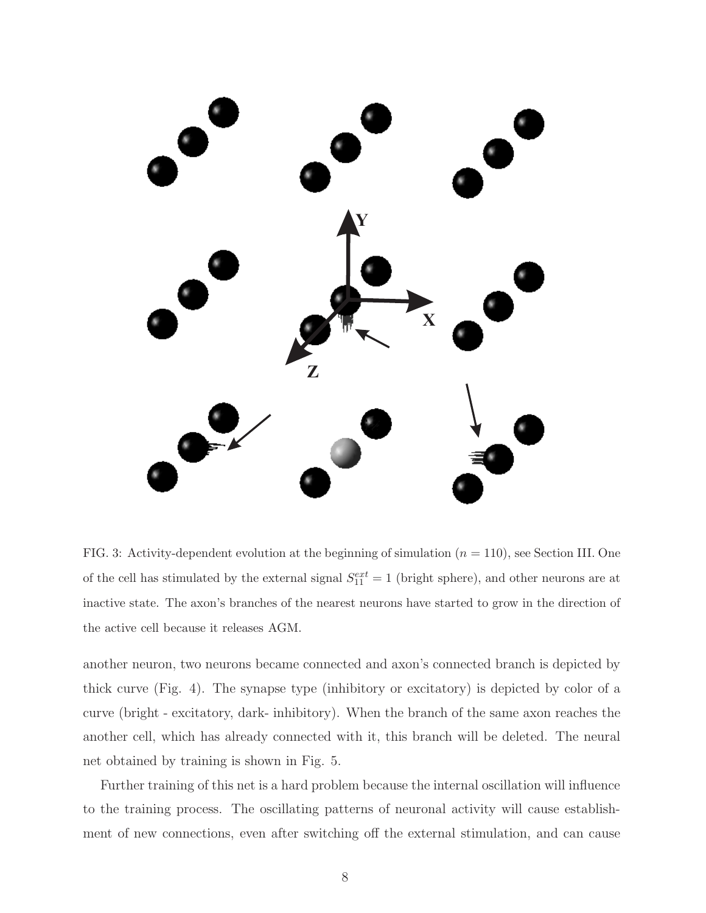FIG. 3: Activity-dependent evolution at the beginning of simulation ($n = 110$), see Section III. One of the cell has stimulated by the external signal $S_{11}^{ext} = 1$ (bright sphere), and other neurons are at inactive state. The axon's branches of the nearest neurons have started to grow in the direction of the active cell because it releases AGM.

another neuron, two neurons became connected and axon's connected branch is depicted by thick curve (Fig. 4). The synapse type (inhibitory or excitatory) is depicted by color of a curve (bright - excitatory, dark- inhibitory). When the branch of the same axon reaches the another cell, which has already connected with it, this branch will be deleted. The neural net obtained by training is shown in Fig. 5.

Further training of this net is a hard problem because the internal oscillation will influence to the training process. The oscillating patterns of neuronal activity will cause establishment of new connections, even after switching off the external stimulation, and can cause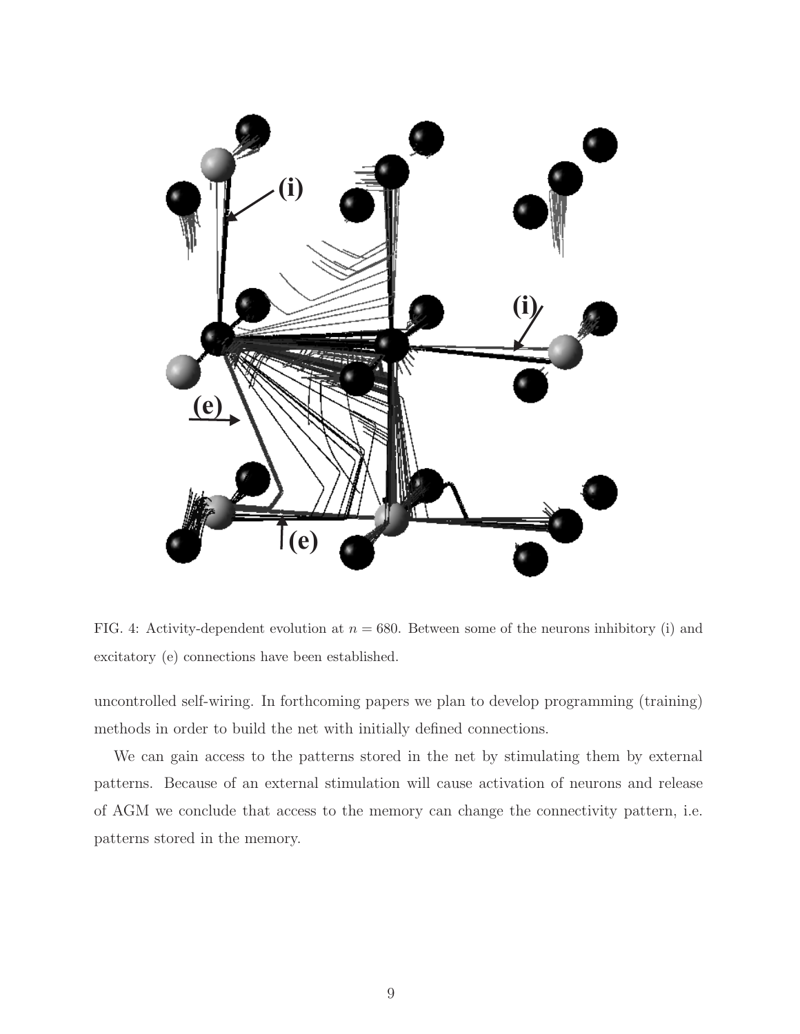FIG. 4: Activity-dependent evolution at $n = 680$. Between some of the neurons inhibitory (i) and excitatory (e) connections have been established.

uncontrolled self-wiring. In forthcoming papers we plan to develop programming (training) methods in order to build the net with initially defined connections.

We can gain access to the patterns stored in the net by stimulating them by external patterns. Because of an external stimulation will cause activation of neurons and release of AGM we conclude that access to the memory can change the connectivity pattern, i.e. patterns stored in the memory.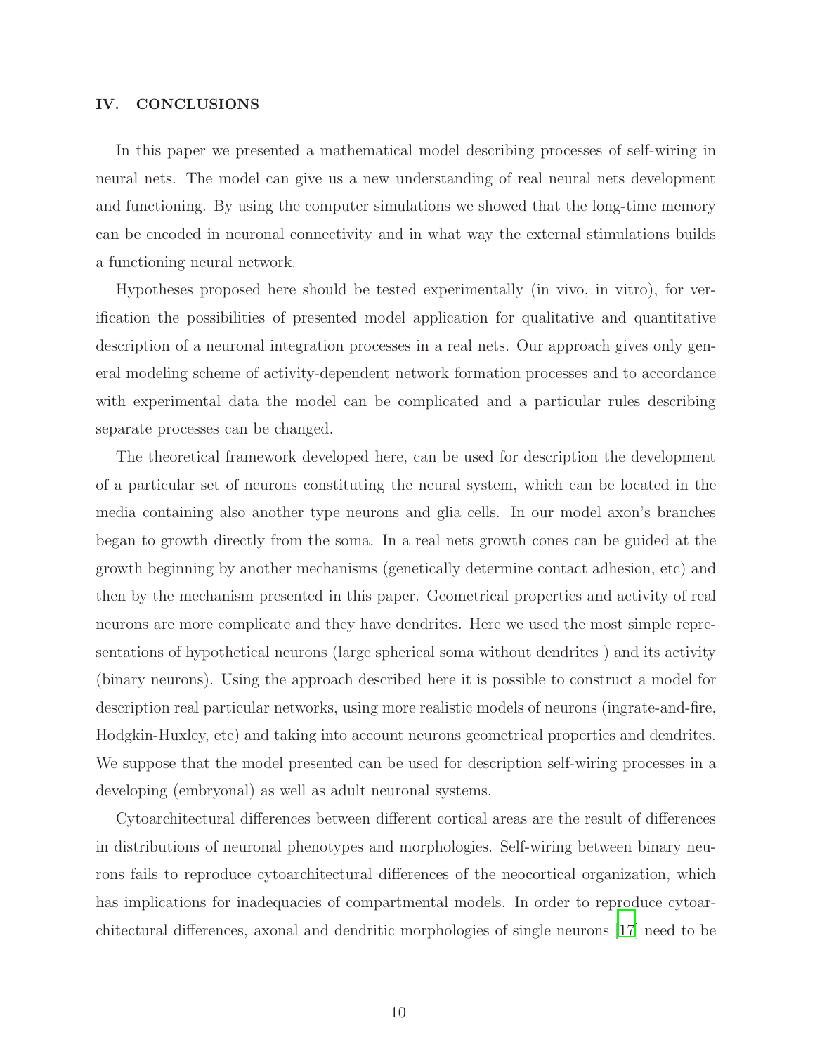## IV. CONCLUSIONS

In this paper we presented a mathematical model describing processes of self-wiring in neural nets. The model can give us a new understanding of real neural nets development and functioning. By using the computer simulations we showed that the long-time memory can be encoded in neuronal connectivity and in what way the external stimulations builds a functioning neural network.

Hypotheses proposed here should be tested experimentally (in vivo, in vitro), for verification the possibilities of presented model application for qualitative and quantitative description of a neuronal integration processes in a real nets. Our approach gives only general modeling scheme of activity-dependent network formation processes and to accordance with experimental data the model can be complicated and a particular rules describing separate processes can be changed.

The theoretical framework developed here, can be used for description the development of a particular set of neurons constituting the neural system, which can be located in the media containing also another type neurons and glia cells. In our model axon's branches began to growth directly from the soma. In a real nets growth cones can be guided at the growth beginning by another mechanisms (genetically determine contact adhesion, etc) and then by the mechanism presented in this paper. Geometrical properties and activity of real neurons are more complicate and they have dendrites. Here we used the most simple representations of hypothetical neurons (large spherical soma without dendrites ) and its activity (binary neurons). Using the approach described here it is possible to construct a model for description real particular networks, using more realistic models of neurons (ingrate-and-fire, Hodgkin-Huxley, etc) and taking into account neurons geometrical properties and dendrites. We suppose that the model presented can be used for description self-wiring processes in a developing (embryonal) as well as adult neuronal systems.

Cytoarchitectural differences between different cortical areas are the result of differences in distributions of neuronal phenotypes and morphologies. Self-wiring between binary neurons fails to reproduce cytoarchitectural differences of the neocortical organization, which has implications for inadequacies of compartmental models. In order to reproduce cytoarchitectural differences, axonal and dendritic morphologies of single neurons [17] need to be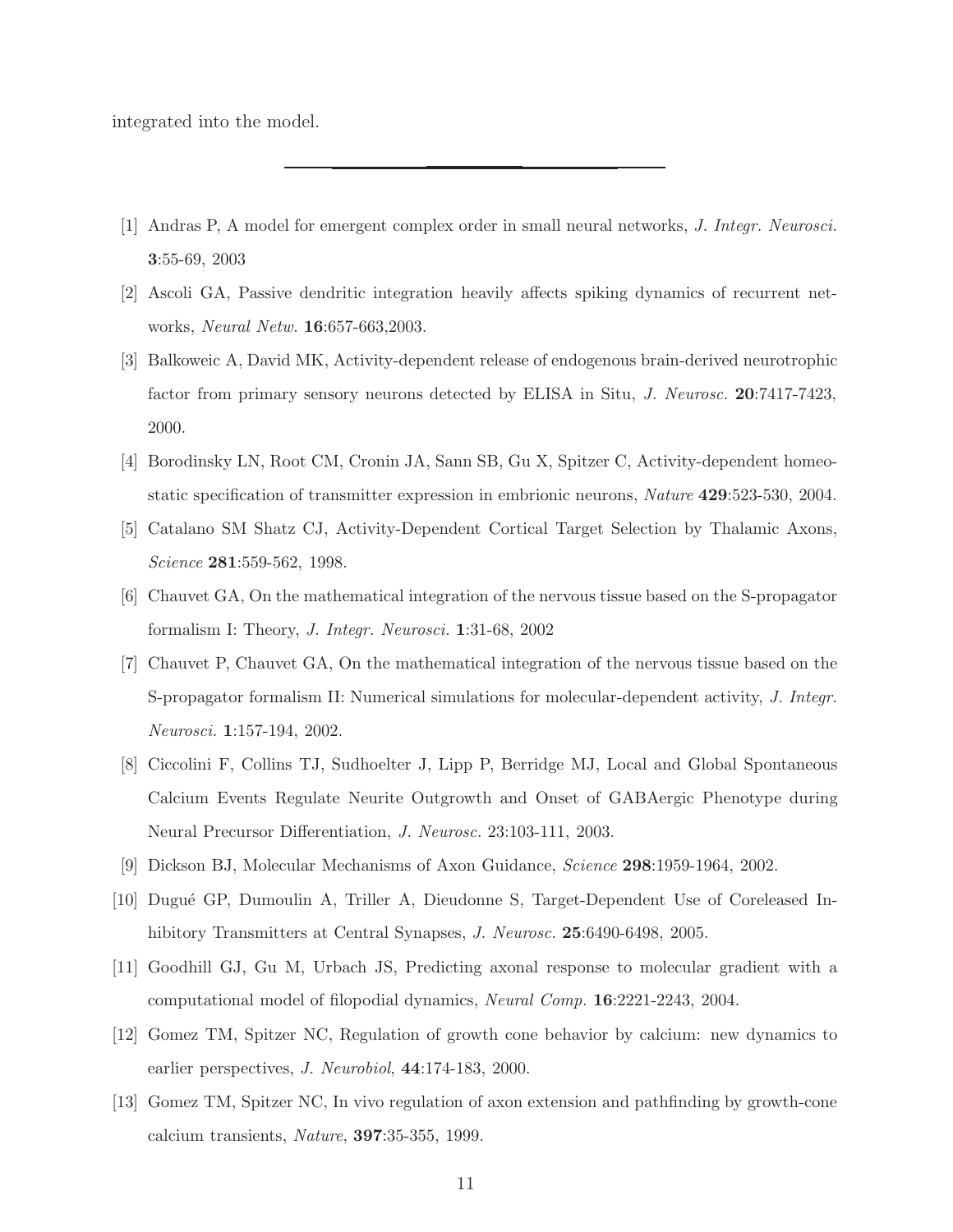integrated into the model.

---

[1] Andras P, A model for emergent complex order in small neural networks, *J. Integr. Neurosci.* **3**:55-69, 2003

[2] Ascoli GA, Passive dendritic integration heavily affects spiking dynamics of recurrent networks, *Neural Netw.* **16**:657-663,2003.

[3] Balkoweic A, David MK, Activity-dependent release of endogenous brain-derived neurotrophic factor from primary sensory neurons detected by ELISA in Situ, *J. Neurosc.* **20**:7417-7423, 2000.

[4] Borodinsky LN, Root CM, Cronin JA, Sann SB, Gu X, Spitzer C, Activity-dependent homeostatic specification of transmitter expression in embrionic neurons, *Nature* **429**:523-530, 2004.

[5] Catalano SM Shatz CJ, Activity-Dependent Cortical Target Selection by Thalamic Axons, *Science* **281**:559-562, 1998.

[6] Chauvet GA, On the mathematical integration of the nervous tissue based on the S-propagator formalism I: Theory, *J. Integr. Neurosci.* **1**:31-68, 2002

[7] Chauvet P, Chauvet GA, On the mathematical integration of the nervous tissue based on the S-propagator formalism II: Numerical simulations for molecular-dependent activity, *J. Integr. Neurosci.* **1**:157-194, 2002.

[8] Ciccolini F, Collins TJ, Sudhoelter J, Lipp P, Berridge MJ, Local and Global Spontaneous Calcium Events Regulate Neurite Outgrowth and Onset of GABAergic Phenotype during Neural Precursor Differentiation, *J. Neurosc.* 23:103-111, 2003.

[9] Dickson BJ, Molecular Mechanisms of Axon Guidance, *Science* **298**:1959-1964, 2002.

[10] Dugué GP, Dumoulin A, Triller A, Dieudonne S, Target-Dependent Use of Coreleased Inhibitory Transmitters at Central Synapses, *J. Neurosc.* **25**:6490-6498, 2005.

[11] Goodhill GJ, Gu M, Urbach JS, Predicting axonal response to molecular gradient with a computational model of filopodial dynamics, *Neural Comp.* **16**:2221-2243, 2004.

[12] Gomez TM, Spitzer NC, Regulation of growth cone behavior by calcium: new dynamics to earlier perspectives, *J. Neurobiol*, **44**:174-183, 2000.

[13] Gomez TM, Spitzer NC, In vivo regulation of axon extension and pathfinding by growth-cone calcium transients, *Nature*, **397**:35-355, 1999.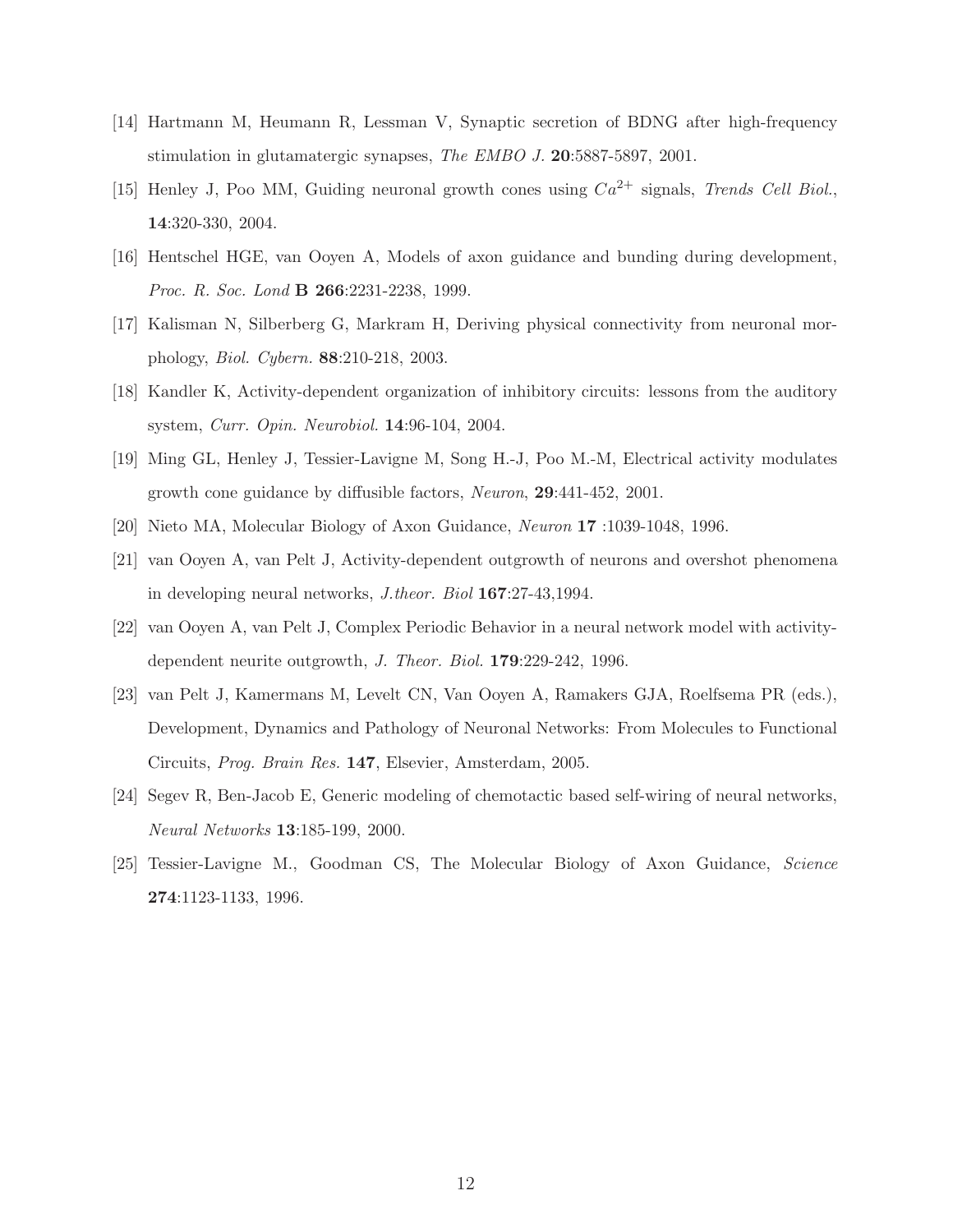[14] Hartmann M, Heumann R, Lessman V, Synaptic secretion of BDNG after high-frequency stimulation in glutamatergic synapses, *The EMBO J.* **20**:5887-5897, 2001.

[15] Henley J, Poo MM, Guiding neuronal growth cones using $Ca^{2+}$ signals, *Trends Cell Biol.*, **14**:320-330, 2004.

[16] Hentschel HGE, van Ooyen A, Models of axon guidance and bunding during development, *Proc. R. Soc. Lond* **B 266**:2231-2238, 1999.

[17] Kalisman N, Silberberg G, Markram H, Deriving physical connectivity from neuronal morphology, *Biol. Cybern.* **88**:210-218, 2003.

[18] Kandler K, Activity-dependent organization of inhibitory circuits: lessons from the auditory system, *Curr. Opin. Neurobiol.* **14**:96-104, 2004.

[19] Ming GL, Henley J, Tessier-Lavigne M, Song H.-J, Poo M.-M, Electrical activity modulates growth cone guidance by diffusible factors, *Neuron*, **29**:441-452, 2001.

[20] Nieto MA, Molecular Biology of Axon Guidance, *Neuron* **17** :1039-1048, 1996.

[21] van Ooyen A, van Pelt J, Activity-dependent outgrowth of neurons and overshot phenomena in developing neural networks, *J.theor. Biol* **167**:27-43,1994.

[22] van Ooyen A, van Pelt J, Complex Periodic Behavior in a neural network model with activity-dependent neurite outgrowth, *J. Theor. Biol.* **179**:229-242, 1996.

[23] van Pelt J, Kamermans M, Levelt CN, Van Ooyen A, Ramakers GJA, Roelfsema PR (eds.), Development, Dynamics and Pathology of Neuronal Networks: From Molecules to Functional Circuits, *Prog. Brain Res.* **147**, Elsevier, Amsterdam, 2005.

[24] Segev R, Ben-Jacob E, Generic modeling of chemotactic based self-wiring of neural networks, *Neural Networks* **13**:185-199, 2000.

[25] Tessier-Lavigne M., Goodman CS, The Molecular Biology of Axon Guidance, *Science* **274**:1123-1133, 1996.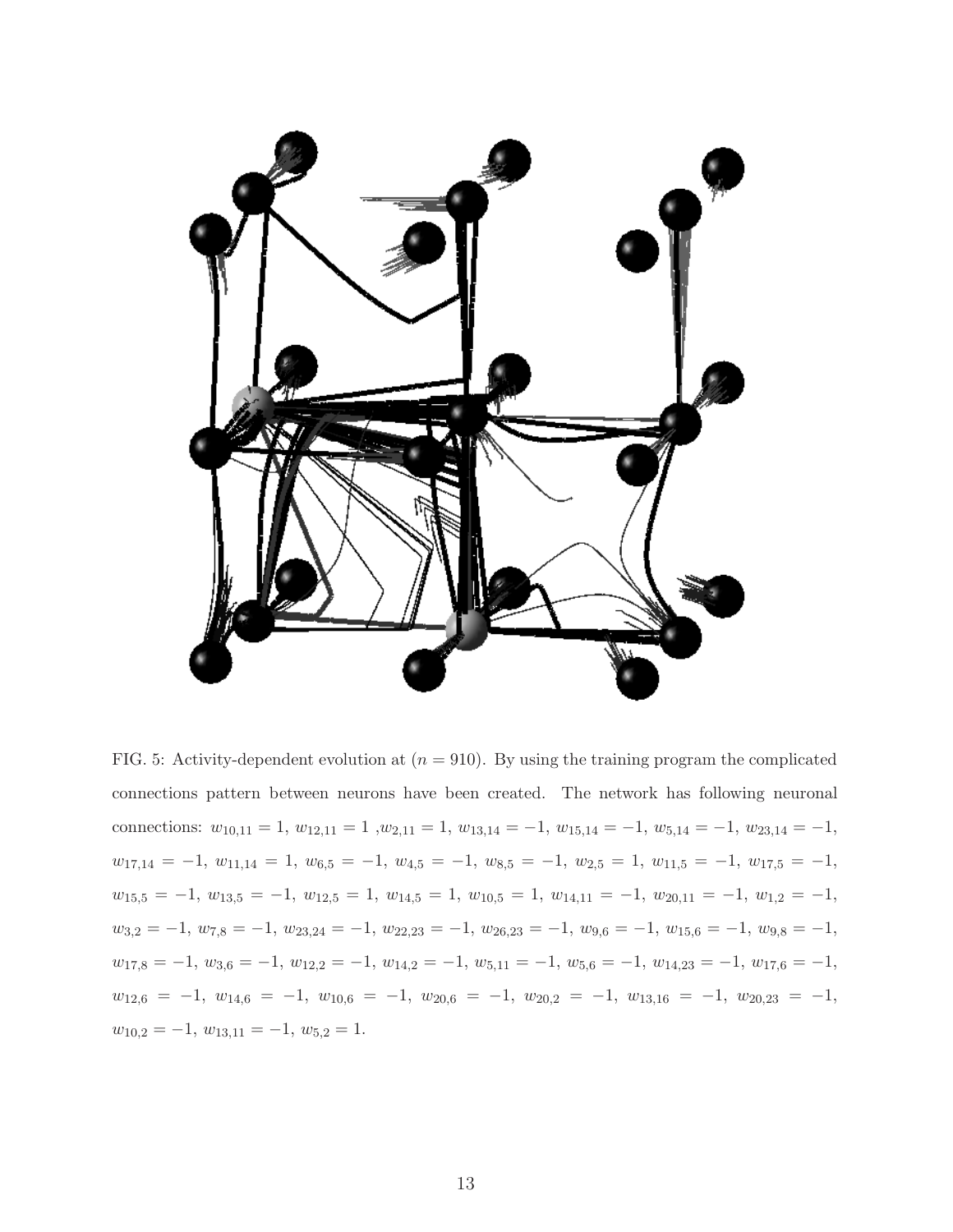FIG. 5: Activity-dependent evolution at ($n = 910$). By using the training program the complicated connections pattern between neurons have been created. The network has following neuronal connections: $w_{10,11} = 1$, $w_{12,11} = 1$ ,$w_{2,11} = 1$, $w_{13,14} = -1$, $w_{15,14} = -1$, $w_{5,14} = -1$, $w_{23,14} = -1$, $w_{17,14} = -1$, $w_{11,14} = 1$, $w_{6,5} = -1$, $w_{4,5} = -1$, $w_{8,5} = -1$, $w_{2,5} = 1$, $w_{11,5} = -1$, $w_{17,5} = -1$, $w_{15,5} = -1$, $w_{13,5} = -1$, $w_{12,5} = 1$, $w_{14,5} = 1$, $w_{10,5} = 1$, $w_{14,11} = -1$, $w_{20,11} = -1$, $w_{1,2} = -1$, $w_{3,2} = -1$, $w_{7,8} = -1$, $w_{23,24} = -1$, $w_{22,23} = -1$, $w_{26,23} = -1$, $w_{9,6} = -1$, $w_{15,6} = -1$, $w_{9,8} = -1$, $w_{17,8} = -1$, $w_{3,6} = -1$, $w_{12,2} = -1$, $w_{14,2} = -1$, $w_{5,11} = -1$, $w_{5,6} = -1$, $w_{14,23} = -1$, $w_{17,6} = -1$, $w_{12,6} = -1$, $w_{14,6} = -1$, $w_{10,6} = -1$, $w_{20,6} = -1$, $w_{20,2} = -1$, $w_{13,16} = -1$, $w_{20,23} = -1$, $w_{10,2} = -1$, $w_{13,11} = -1$, $w_{5,2} = 1$.